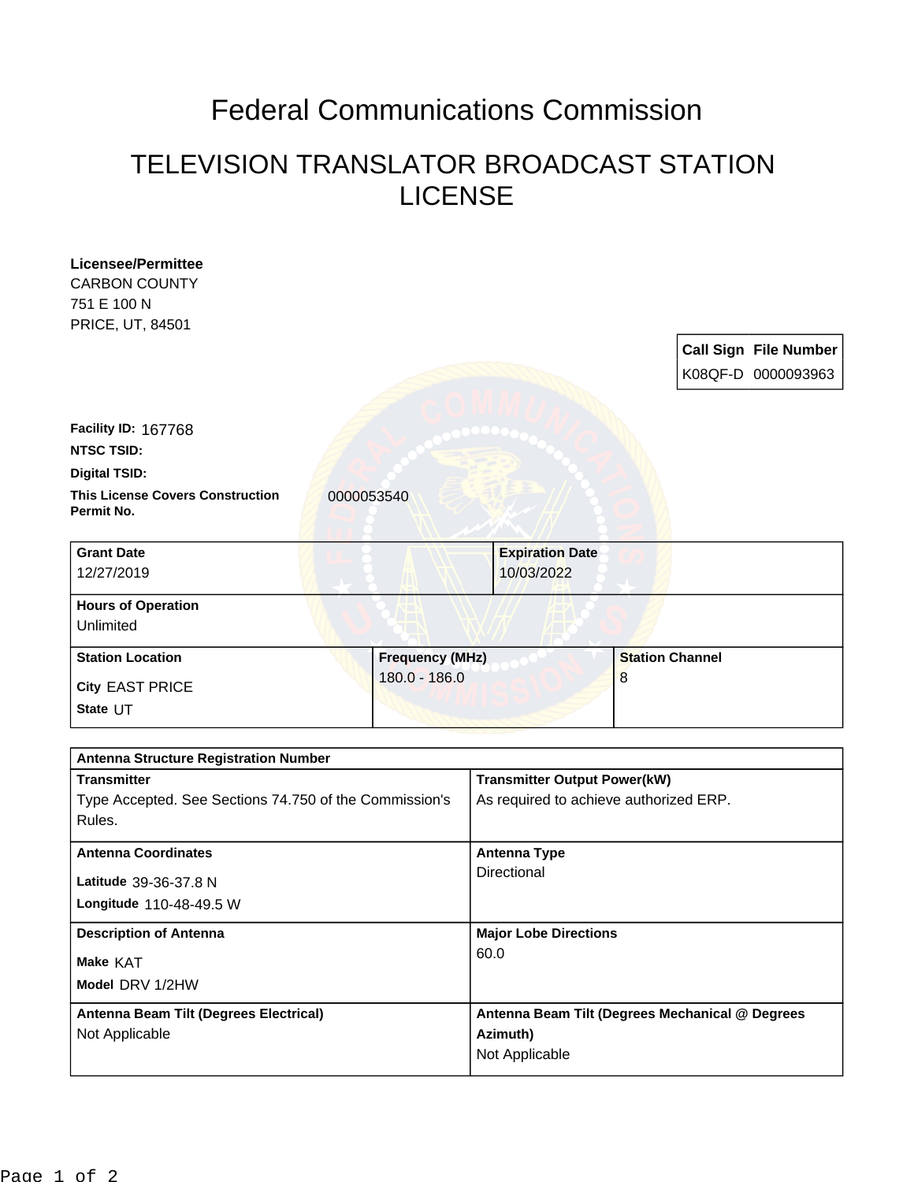# Federal Communications Commission

## TELEVISION TRANSLATOR BROADCAST STATION LICENSE

**Licensee/Permittee**
CARBON COUNTY
751 E 100 N
PRICE, UT, 84501

| Call Sign | File Number |
| --- | --- |
| K08QF-D | 0000093963 |

**Facility ID:** 167768

**NTSC TSID:**

**Digital TSID:**

**This License Covers Construction Permit No.** 0000053540

| Grant Date | Expiration Date |
| --- | --- |
| 12/27/2019 | 10/03/2022 |

| Hours of Operation |
| --- |
| Unlimited |

| Station Location | Frequency (MHz) | Station Channel |
| --- | --- | --- |
| City EAST PRICE<br>State UT | 180.0 - 186.0 | 8 |

| Antenna Structure Registration Number | |
| --- | --- |
| **Transmitter**<br>Type Accepted. See Sections 74.750 of the Commission's Rules. | **Transmitter Output Power(kW)**<br>As required to achieve authorized ERP. |
| **Antenna Coordinates**<br>Latitude 39-36-37.8 N<br>Longitude 110-48-49.5 W | **Antenna Type**<br>Directional |
| **Description of Antenna**<br>Make KAT<br>Model DRV 1/2HW | **Major Lobe Directions**<br>60.0 |
| **Antenna Beam Tilt (Degrees Electrical)**<br>Not Applicable | **Antenna Beam Tilt (Degrees Mechanical @ Degrees Azimuth)**<br>Not Applicable |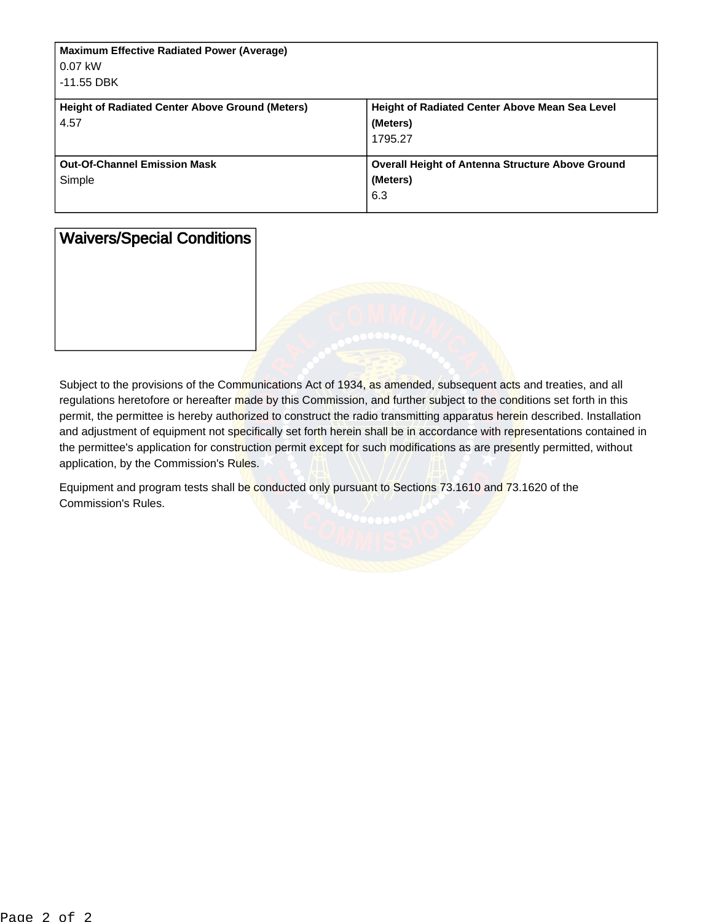| | |
|---|---|
| **Maximum Effective Radiated Power (Average)**<br>0.07 kW<br>-11.55 DBK | |
| **Height of Radiated Center Above Ground (Meters)**<br>4.57 | **Height of Radiated Center Above Mean Sea Level (Meters)**<br>1795.27 |
| **Out-Of-Channel Emission Mask**<br>Simple | **Overall Height of Antenna Structure Above Ground (Meters)**<br>6.3 |

## Waivers/Special Conditions

Subject to the provisions of the Communications Act of 1934, as amended, subsequent acts and treaties, and all regulations heretofore or hereafter made by this Commission, and further subject to the conditions set forth in this permit, the permittee is hereby authorized to construct the radio transmitting apparatus herein described. Installation and adjustment of equipment not specifically set forth herein shall be in accordance with representations contained in the permittee's application for construction permit except for such modifications as are presently permitted, without application, by the Commission's Rules.

Equipment and program tests shall be conducted only pursuant to Sections 73.1610 and 73.1620 of the Commission's Rules.